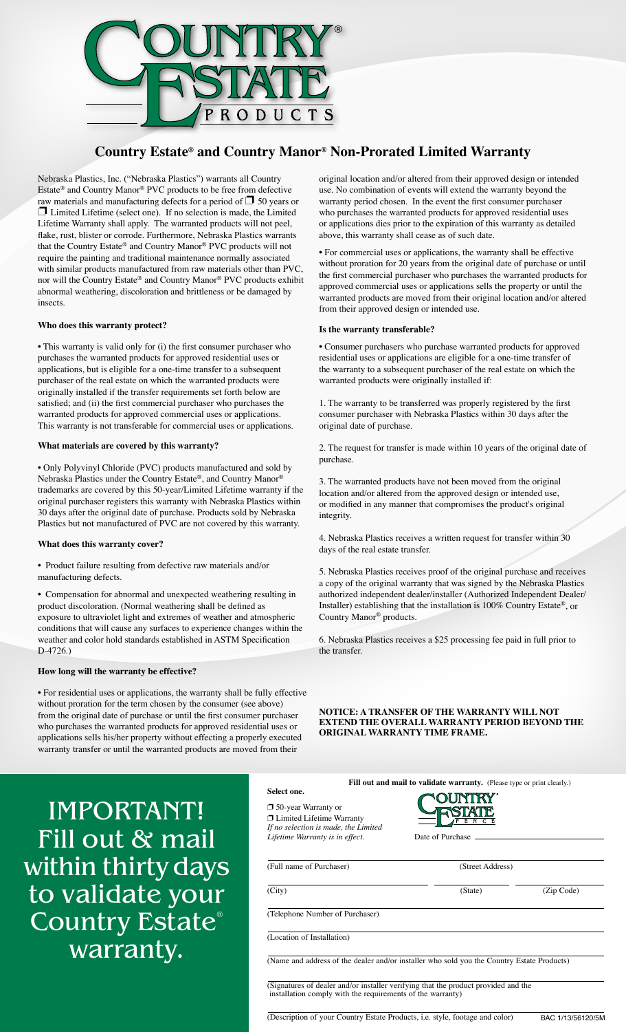# Country Estate® and Country Manor® Non-Prorated Limited Warranty

Nebraska Plastics, Inc. ("Nebraska Plastics") warrants all Country Estate® and Country Manor® PVC products to be free from defective raw materials and manufacturing defects for a period of ❒ 50 years or ❒ Limited Lifetime (select one). If no selection is made, the Limited Lifetime Warranty shall apply. The warranted products will not peel, flake, rust, blister or corrode. Furthermore, Nebraska Plastics warrants that the Country Estate® and Country Manor® PVC products will not require the painting and traditional maintenance normally associated with similar products manufactured from raw materials other than PVC, nor will the Country Estate® and Country Manor® PVC products exhibit abnormal weathering, discoloration and brittleness or be damaged by insects.

**Who does this warranty protect?**

• This warranty is valid only for (i) the first consumer purchaser who purchases the warranted products for approved residential uses or applications, but is eligible for a one-time transfer to a subsequent purchaser of the real estate on which the warranted products were originally installed if the transfer requirements set forth below are satisfied; and (ii) the first commercial purchaser who purchases the warranted products for approved commercial uses or applications. This warranty is not transferable for commercial uses or applications.

**What materials are covered by this warranty?**

• Only Polyvinyl Chloride (PVC) products manufactured and sold by Nebraska Plastics under the Country Estate®, and Country Manor® trademarks are covered by this 50-year/Limited Lifetime warranty if the original purchaser registers this warranty with Nebraska Plastics within 30 days after the original date of purchase. Products sold by Nebraska Plastics but not manufactured of PVC are not covered by this warranty.

**What does this warranty cover?**

• Product failure resulting from defective raw materials and/or manufacturing defects.

• Compensation for abnormal and unexpected weathering resulting in product discoloration. (Normal weathering shall be defined as exposure to ultraviolet light and extremes of weather and atmospheric conditions that will cause any surfaces to experience changes within the weather and color hold standards established in ASTM Specification D-4726.)

**How long will the warranty be effective?**

• For residential uses or applications, the warranty shall be fully effective without proration for the term chosen by the consumer (see above) from the original date of purchase or until the first consumer purchaser who purchases the warranted products for approved residential uses or applications sells his/her property without effecting a properly executed warranty transfer or until the warranted products are moved from their original location and/or altered from their approved design or intended use. No combination of events will extend the warranty beyond the warranty period chosen. In the event the first consumer purchaser who purchases the warranted products for approved residential uses or applications dies prior to the expiration of this warranty as detailed above, this warranty shall cease as of such date.

• For commercial uses or applications, the warranty shall be effective without proration for 20 years from the original date of purchase or until the first commercial purchaser who purchases the warranted products for approved commercial uses or applications sells the property or until the warranted products are moved from their original location and/or altered from their approved design or intended use.

**Is the warranty transferable?**

• Consumer purchasers who purchase warranted products for approved residential uses or applications are eligible for a one-time transfer of the warranty to a subsequent purchaser of the real estate on which the warranted products were originally installed if:

1. The warranty to be transferred was properly registered by the first consumer purchaser with Nebraska Plastics within 30 days after the original date of purchase.

2. The request for transfer is made within 10 years of the original date of purchase.

3. The warranted products have not been moved from the original location and/or altered from the approved design or intended use, or modified in any manner that compromises the product's original integrity.

4. Nebraska Plastics receives a written request for transfer within 30 days of the real estate transfer.

5. Nebraska Plastics receives proof of the original purchase and receives a copy of the original warranty that was signed by the Nebraska Plastics authorized independent dealer/installer (Authorized Independent Dealer/Installer) establishing that the installation is 100% Country Estate®, or Country Manor® products.

6. Nebraska Plastics receives a $25 processing fee paid in full prior to the transfer.

**NOTICE: A TRANSFER OF THE WARRANTY WILL NOT EXTEND THE OVERALL WARRANTY PERIOD BEYOND THE ORIGINAL WARRANTY TIME FRAME.**

## IMPORTANT! Fill out & mail within thirty days to validate your Country Estate® warranty.

**Fill out and mail to validate warranty.** (Please type or print clearly.)

**Select one.**

❒ 50-year Warranty or
❒ Limited Lifetime Warranty
*If no selection is made, the Limited Lifetime Warranty is in effect.*

Date of Purchase ____________________

(Full name of Purchaser) (Street Address)

(City) (State) (Zip Code)

(Telephone Number of Purchaser)

(Location of Installation)

(Name and address of the dealer and/or installer who sold you the Country Estate Products)

(Signatures of dealer and/or installer verifying that the product provided and the installation comply with the requirements of the warranty)

(Description of your Country Estate Products, i.e. style, footage and color)

BAC 1/13/56120/5M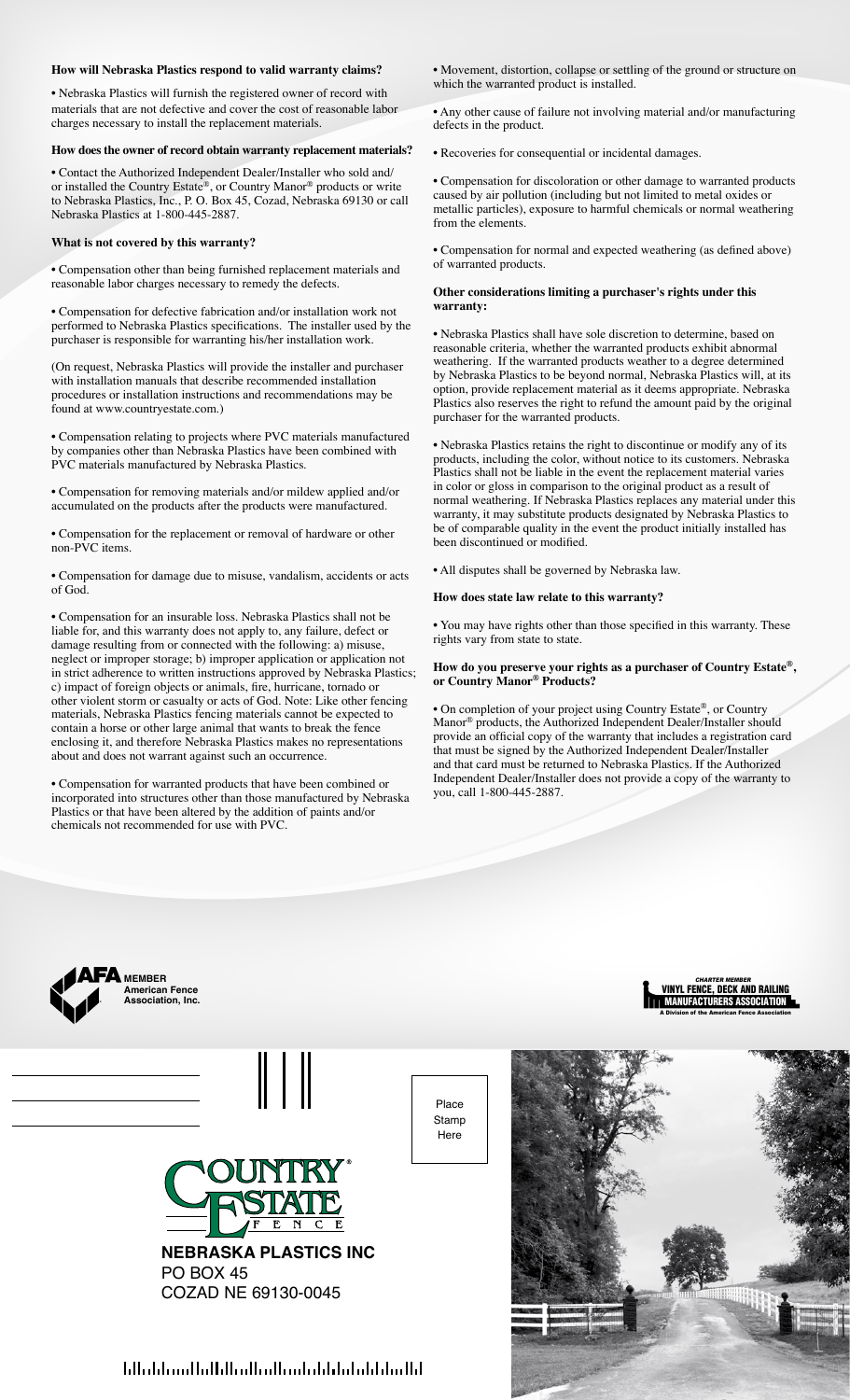**How will Nebraska Plastics respond to valid warranty claims?**

• Nebraska Plastics will furnish the registered owner of record with materials that are not defective and cover the cost of reasonable labor charges necessary to install the replacement materials.

**How does the owner of record obtain warranty replacement materials?**

• Contact the Authorized Independent Dealer/Installer who sold and/or installed the Country Estate®, or Country Manor® products or write to Nebraska Plastics, Inc., P. O. Box 45, Cozad, Nebraska 69130 or call Nebraska Plastics at 1-800-445-2887.

**What is not covered by this warranty?**

• Compensation other than being furnished replacement materials and reasonable labor charges necessary to remedy the defects.

• Compensation for defective fabrication and/or installation work not performed to Nebraska Plastics specifications. The installer used by the purchaser is responsible for warranting his/her installation work.

(On request, Nebraska Plastics will provide the installer and purchaser with installation manuals that describe recommended installation procedures or installation instructions and recommendations may be found at www.countryestate.com.)

• Compensation relating to projects where PVC materials manufactured by companies other than Nebraska Plastics have been combined with PVC materials manufactured by Nebraska Plastics.

• Compensation for removing materials and/or mildew applied and/or accumulated on the products after the products were manufactured.

• Compensation for the replacement or removal of hardware or other non-PVC items.

• Compensation for damage due to misuse, vandalism, accidents or acts of God.

• Compensation for an insurable loss. Nebraska Plastics shall not be liable for, and this warranty does not apply to, any failure, defect or damage resulting from or connected with the following: a) misuse, neglect or improper storage; b) improper application or application not in strict adherence to written instructions approved by Nebraska Plastics; c) impact of foreign objects or animals, fire, hurricane, tornado or other violent storm or casualty or acts of God. Note: Like other fencing materials, Nebraska Plastics fencing materials cannot be expected to contain a horse or other large animal that wants to break the fence enclosing it, and therefore Nebraska Plastics makes no representations about and does not warrant against such an occurrence.

• Compensation for warranted products that have been combined or incorporated into structures other than those manufactured by Nebraska Plastics or that have been altered by the addition of paints and/or chemicals not recommended for use with PVC.

• Movement, distortion, collapse or settling of the ground or structure on which the warranted product is installed.

• Any other cause of failure not involving material and/or manufacturing defects in the product.

• Recoveries for consequential or incidental damages.

• Compensation for discoloration or other damage to warranted products caused by air pollution (including but not limited to metal oxides or metallic particles), exposure to harmful chemicals or normal weathering from the elements.

• Compensation for normal and expected weathering (as defined above) of warranted products.

**Other considerations limiting a purchaser's rights under this warranty:**

• Nebraska Plastics shall have sole discretion to determine, based on reasonable criteria, whether the warranted products exhibit abnormal weathering. If the warranted products weather to a degree determined by Nebraska Plastics to be beyond normal, Nebraska Plastics will, at its option, provide replacement material as it deems appropriate. Nebraska Plastics also reserves the right to refund the amount paid by the original purchaser for the warranted products.

• Nebraska Plastics retains the right to discontinue or modify any of its products, including the color, without notice to its customers. Nebraska Plastics shall not be liable in the event the replacement material varies in color or gloss in comparison to the original product as a result of normal weathering. If Nebraska Plastics replaces any material under this warranty, it may substitute products designated by Nebraska Plastics to be of comparable quality in the event the product initially installed has been discontinued or modified.

• All disputes shall be governed by Nebraska law.

**How does state law relate to this warranty?**

• You may have rights other than those specified in this warranty. These rights vary from state to state.

**How do you preserve your rights as a purchaser of Country Estate®, or Country Manor® Products?**

• On completion of your project using Country Estate®, or Country Manor® products, the Authorized Independent Dealer/Installer should provide an official copy of the warranty that includes a registration card that must be signed by the Authorized Independent Dealer/Installer and that card must be returned to Nebraska Plastics. If the Authorized Independent Dealer/Installer does not provide a copy of the warranty to you, call 1-800-445-2887.

AFA MEMBER American Fence Association, Inc.

CHARTER MEMBER VINYL FENCE, DECK AND RAILING MANUFACTURERS ASSOCIATION
A Division of the American Fence Association

Place Stamp Here

COUNTRY ESTATE® FENCE

**NEBRASKA PLASTICS INC**
PO BOX 45
COZAD NE 69130-0045